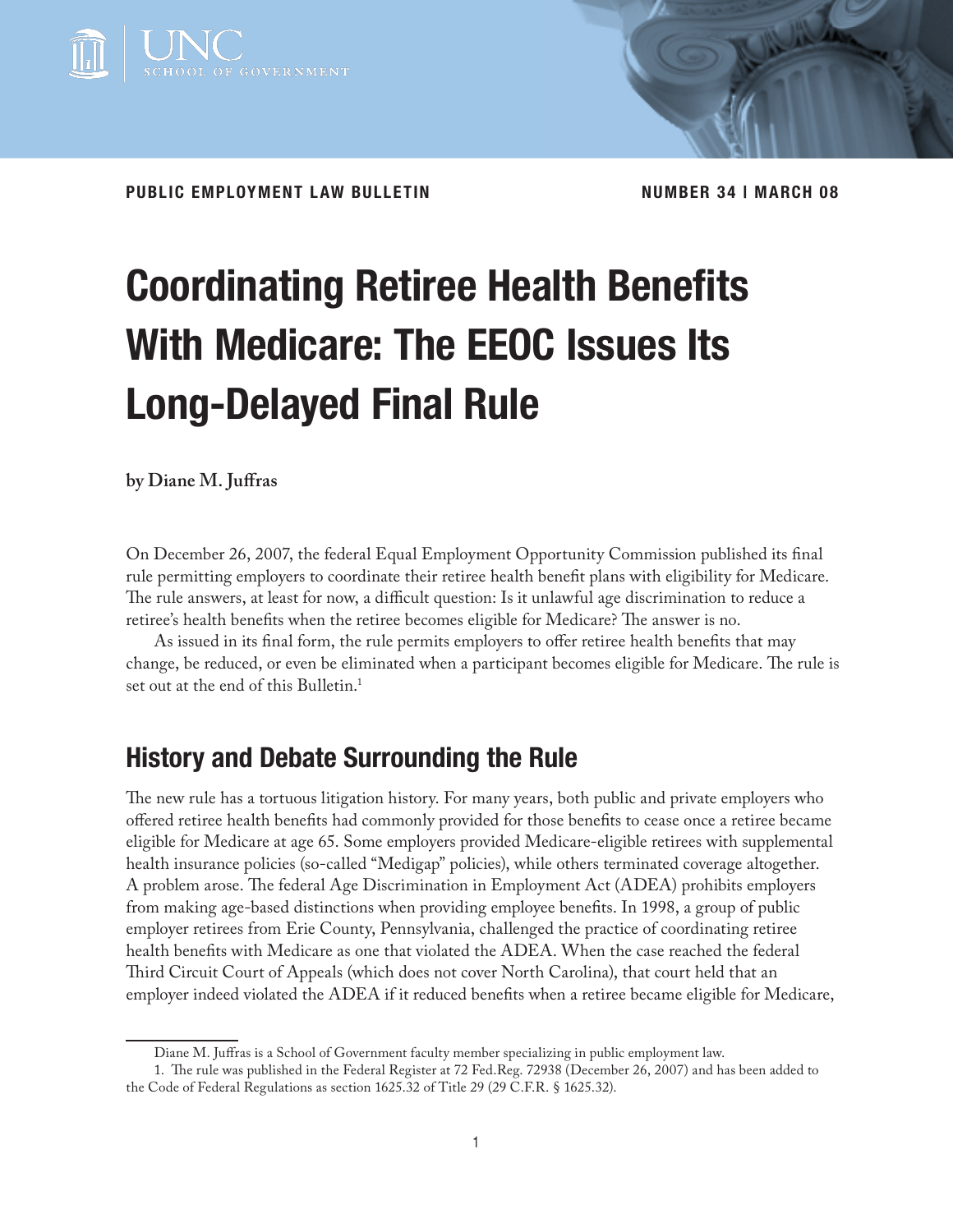PUBLIC EMPLOYMENT LAW BULLETIN

NUMBER 34 | MARCH 08

# Coordinating Retiree Health Benefits With Medicare: The EEOC Issues Its Long-Delayed Final Rule

**by Diane M. Juffras**

On December 26, 2007, the federal Equal Employment Opportunity Commission published its final rule permitting employers to coordinate their retiree health benefit plans with eligibility for Medicare. The rule answers, at least for now, a difficult question: Is it unlawful age discrimination to reduce a retiree's health benefits when the retiree becomes eligible for Medicare? The answer is no.

As issued in its final form, the rule permits employers to offer retiree health benefits that may change, be reduced, or even be eliminated when a participant becomes eligible for Medicare. The rule is set out at the end of this Bulletin.[1]

## History and Debate Surrounding the Rule

The new rule has a tortuous litigation history. For many years, both public and private employers who offered retiree health benefits had commonly provided for those benefits to cease once a retiree became eligible for Medicare at age 65. Some employers provided Medicare-eligible retirees with supplemental health insurance policies (so-called "Medigap" policies), while others terminated coverage altogether. A problem arose. The federal Age Discrimination in Employment Act (ADEA) prohibits employers from making age-based distinctions when providing employee benefits. In 1998, a group of public employer retirees from Erie County, Pennsylvania, challenged the practice of coordinating retiree health benefits with Medicare as one that violated the ADEA. When the case reached the federal Third Circuit Court of Appeals (which does not cover North Carolina), that court held that an employer indeed violated the ADEA if it reduced benefits when a retiree became eligible for Medicare,

---

Diane M. Juffras is a School of Government faculty member specializing in public employment law.

1. The rule was published in the Federal Register at 72 Fed.Reg. 72938 (December 26, 2007) and has been added to the Code of Federal Regulations as section 1625.32 of Title 29 (29 C.F.R. § 1625.32).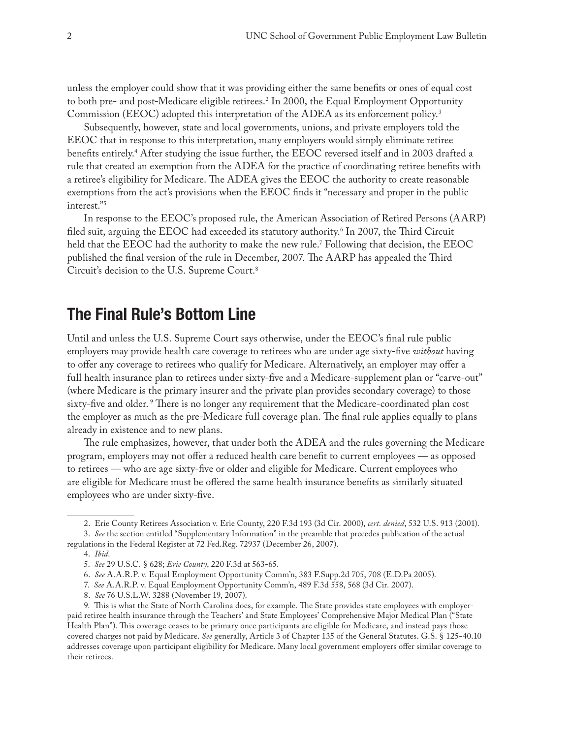unless the employer could show that it was providing either the same benefits or ones of equal cost to both pre- and post-Medicare eligible retirees.[2] In 2000, the Equal Employment Opportunity Commission (EEOC) adopted this interpretation of the ADEA as its enforcement policy.[3]

Subsequently, however, state and local governments, unions, and private employers told the EEOC that in response to this interpretation, many employers would simply eliminate retiree benefits entirely.[4] After studying the issue further, the EEOC reversed itself and in 2003 drafted a rule that created an exemption from the ADEA for the practice of coordinating retiree benefits with a retiree's eligibility for Medicare. The ADEA gives the EEOC the authority to create reasonable exemptions from the act's provisions when the EEOC finds it "necessary and proper in the public interest."[5]

In response to the EEOC's proposed rule, the American Association of Retired Persons (AARP) filed suit, arguing the EEOC had exceeded its statutory authority.[6] In 2007, the Third Circuit held that the EEOC had the authority to make the new rule.[7] Following that decision, the EEOC published the final version of the rule in December, 2007. The AARP has appealed the Third Circuit's decision to the U.S. Supreme Court.[8]

## The Final Rule's Bottom Line

Until and unless the U.S. Supreme Court says otherwise, under the EEOC's final rule public employers may provide health care coverage to retirees who are under age sixty-five *without* having to offer any coverage to retirees who qualify for Medicare. Alternatively, an employer may offer a full health insurance plan to retirees under sixty-five and a Medicare-supplement plan or "carve-out" (where Medicare is the primary insurer and the private plan provides secondary coverage) to those sixty-five and older.[9] There is no longer any requirement that the Medicare-coordinated plan cost the employer as much as the pre-Medicare full coverage plan. The final rule applies equally to plans already in existence and to new plans.

The rule emphasizes, however, that under both the ADEA and the rules governing the Medicare program, employers may not offer a reduced health care benefit to current employees — as opposed to retirees — who are age sixty-five or older and eligible for Medicare. Current employees who are eligible for Medicare must be offered the same health insurance benefits as similarly situated employees who are under sixty-five.

---

2. Erie County Retirees Association v. Erie County, 220 F.3d 193 (3d Cir. 2000), *cert. denied*, 532 U.S. 913 (2001).

3. *See* the section entitled "Supplementary Information" in the preamble that precedes publication of the actual regulations in the Federal Register at 72 Fed.Reg. 72937 (December 26, 2007).

4. *Ibid*.

5. *See* 29 U.S.C. § 628; *Erie County*, 220 F.3d at 563-65.

6. *See* A.A.R.P. v. Equal Employment Opportunity Comm'n, 383 F.Supp.2d 705, 708 (E.D.Pa 2005).

7. *See* A.A.R.P. v. Equal Employment Opportunity Comm'n, 489 F.3d 558, 568 (3d Cir. 2007).

8. *See* 76 U.S.L.W. 3288 (November 19, 2007).

9. This is what the State of North Carolina does, for example. The State provides state employees with employer-paid retiree health insurance through the Teachers' and State Employees' Comprehensive Major Medical Plan ("State Health Plan"). This coverage ceases to be primary once participants are eligible for Medicare, and instead pays those covered charges not paid by Medicare. *See* generally, Article 3 of Chapter 135 of the General Statutes. G.S. § 125-40.10 addresses coverage upon participant eligibility for Medicare. Many local government employers offer similar coverage to their retirees.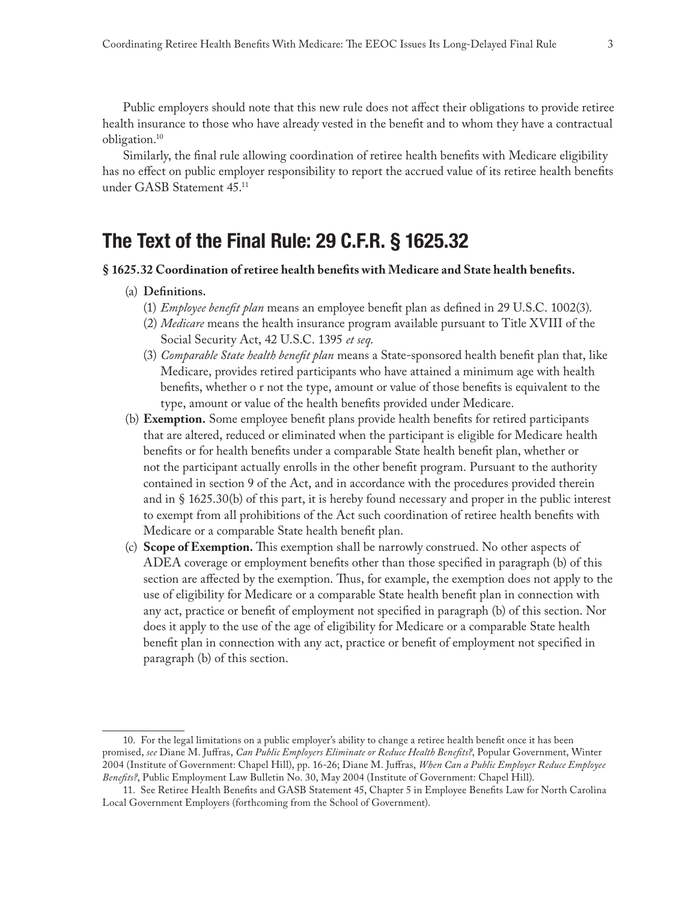Public employers should note that this new rule does not affect their obligations to provide retiree health insurance to those who have already vested in the benefit and to whom they have a contractual obligation.[10]

Similarly, the final rule allowing coordination of retiree health benefits with Medicare eligibility has no effect on public employer responsibility to report the accrued value of its retiree health benefits under GASB Statement 45.[11]

## The Text of the Final Rule: 29 C.F.R. § 1625.32

**§ 1625.32 Coordination of retiree health benefits with Medicare and State health benefits.**

(a) **Definitions.**

(1) *Employee benefit plan* means an employee benefit plan as defined in 29 U.S.C. 1002(3).

(2) *Medicare* means the health insurance program available pursuant to Title XVIII of the Social Security Act, 42 U.S.C. 1395 *et seq.*

(3) *Comparable State health benefit plan* means a State-sponsored health benefit plan that, like Medicare, provides retired participants who have attained a minimum age with health benefits, whether o r not the type, amount or value of those benefits is equivalent to the type, amount or value of the health benefits provided under Medicare.

(b) **Exemption.** Some employee benefit plans provide health benefits for retired participants that are altered, reduced or eliminated when the participant is eligible for Medicare health benefits or for health benefits under a comparable State health benefit plan, whether or not the participant actually enrolls in the other benefit program. Pursuant to the authority contained in section 9 of the Act, and in accordance with the procedures provided therein and in § 1625.30(b) of this part, it is hereby found necessary and proper in the public interest to exempt from all prohibitions of the Act such coordination of retiree health benefits with Medicare or a comparable State health benefit plan.

(c) **Scope of Exemption.** This exemption shall be narrowly construed. No other aspects of ADEA coverage or employment benefits other than those specified in paragraph (b) of this section are affected by the exemption. Thus, for example, the exemption does not apply to the use of eligibility for Medicare or a comparable State health benefit plan in connection with any act, practice or benefit of employment not specified in paragraph (b) of this section. Nor does it apply to the use of the age of eligibility for Medicare or a comparable State health benefit plan in connection with any act, practice or benefit of employment not specified in paragraph (b) of this section.

---

10. For the legal limitations on a public employer's ability to change a retiree health benefit once it has been promised, *see* Diane M. Juffras, *Can Public Employers Eliminate or Reduce Health Benefits?*, Popular Government, Winter 2004 (Institute of Government: Chapel Hill), pp. 16-26; Diane M. Juffras, *When Can a Public Employer Reduce Employee Benefits?*, Public Employment Law Bulletin No. 30, May 2004 (Institute of Government: Chapel Hill).

11. See Retiree Health Benefits and GASB Statement 45, Chapter 5 in Employee Benefits Law for North Carolina Local Government Employers (forthcoming from the School of Government).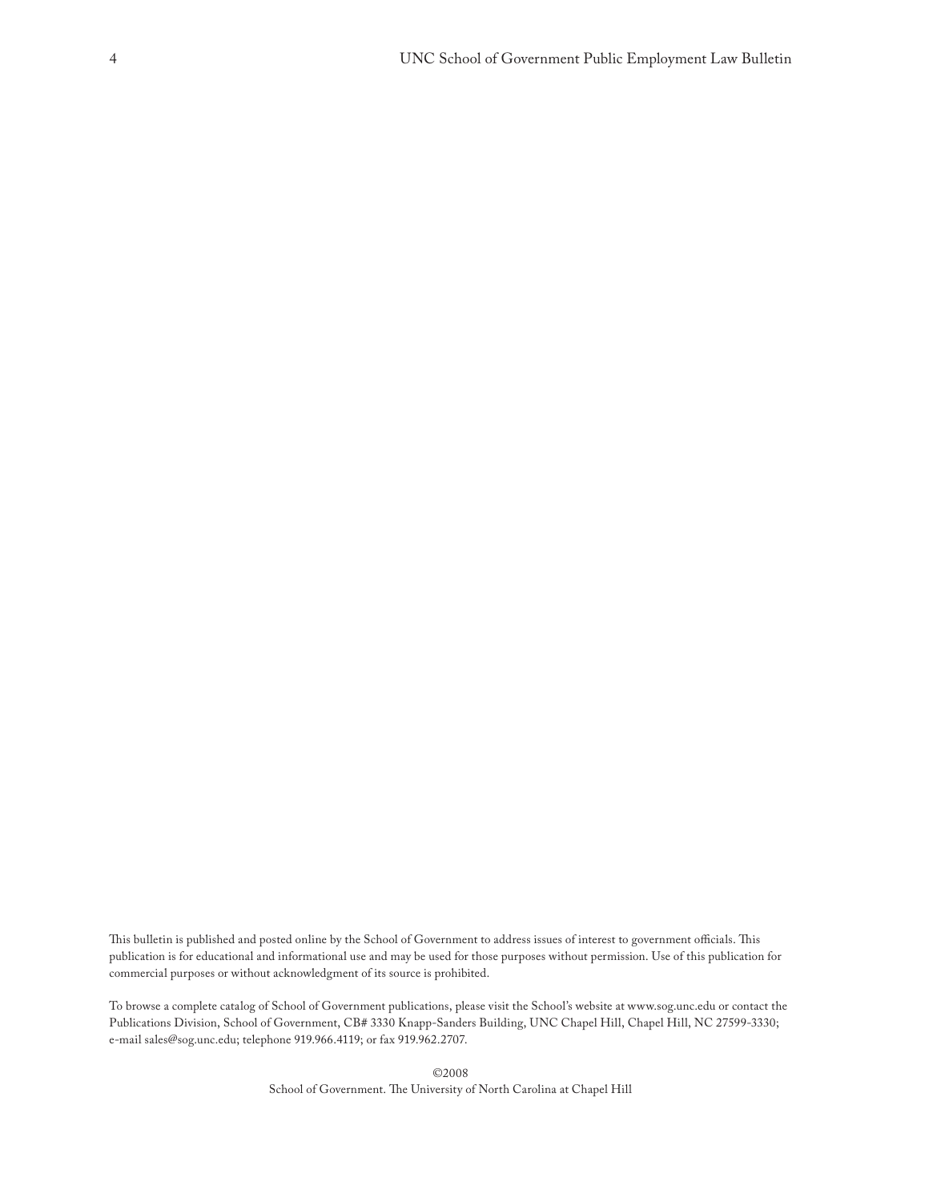This bulletin is published and posted online by the School of Government to address issues of interest to government officials. This publication is for educational and informational use and may be used for those purposes without permission. Use of this publication for commercial purposes or without acknowledgment of its source is prohibited.

To browse a complete catalog of School of Government publications, please visit the School's website at www.sog.unc.edu or contact the Publications Division, School of Government, CB# 3330 Knapp-Sanders Building, UNC Chapel Hill, Chapel Hill, NC 27599-3330; e-mail sales@sog.unc.edu; telephone 919.966.4119; or fax 919.962.2707.

©2008
School of Government. The University of North Carolina at Chapel Hill